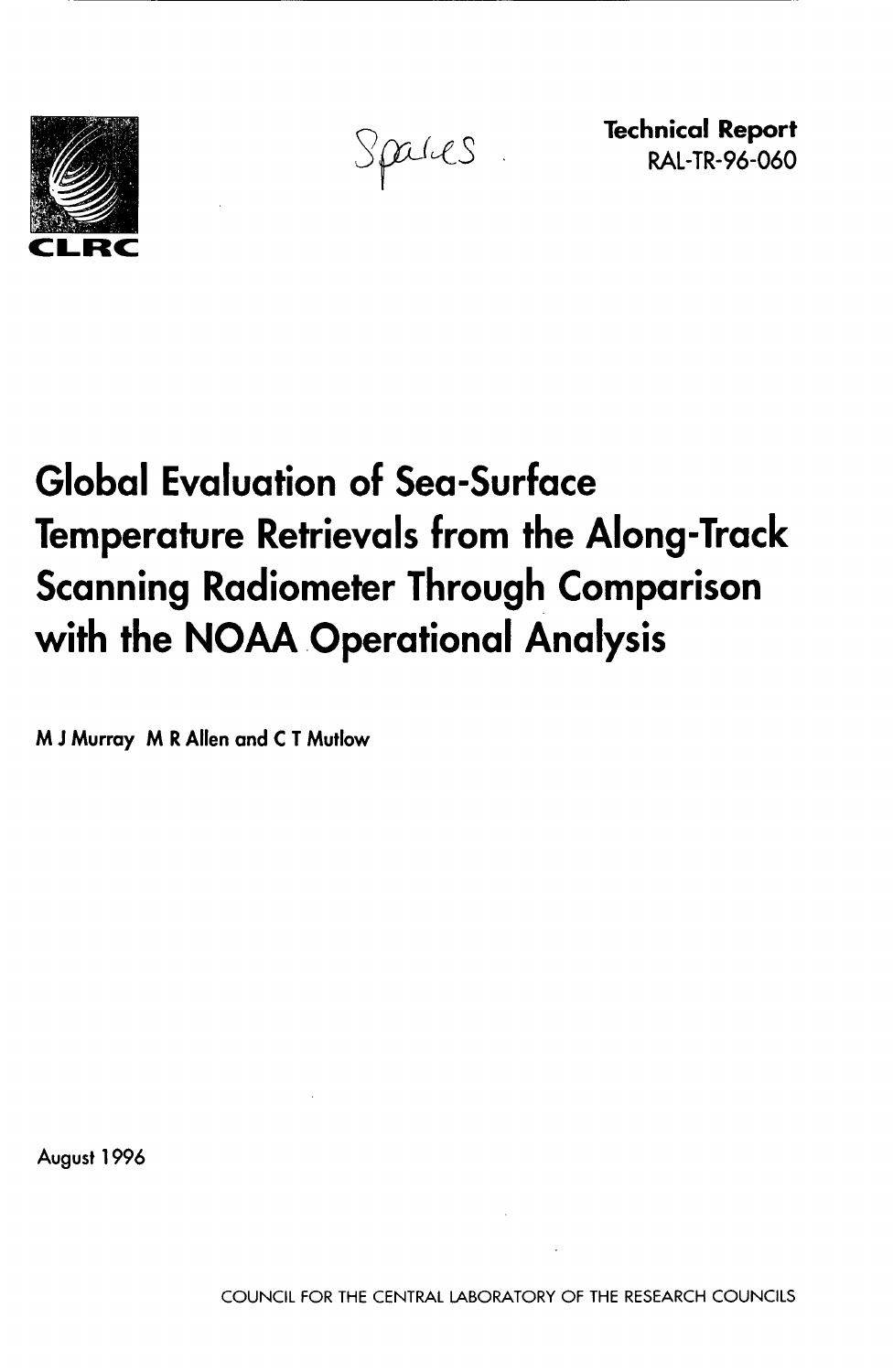CLRC

Spares

**Technical Report**
RAL-TR-96-060

# Global Evaluation of Sea-Surface Temperature Retrievals from the Along-Track Scanning Radiometer Through Comparison with the NOAA Operational Analysis

**M J Murray M R Allen and C T Mutlow**

August 1996

COUNCIL FOR THE CENTRAL LABORATORY OF THE RESEARCH COUNCILS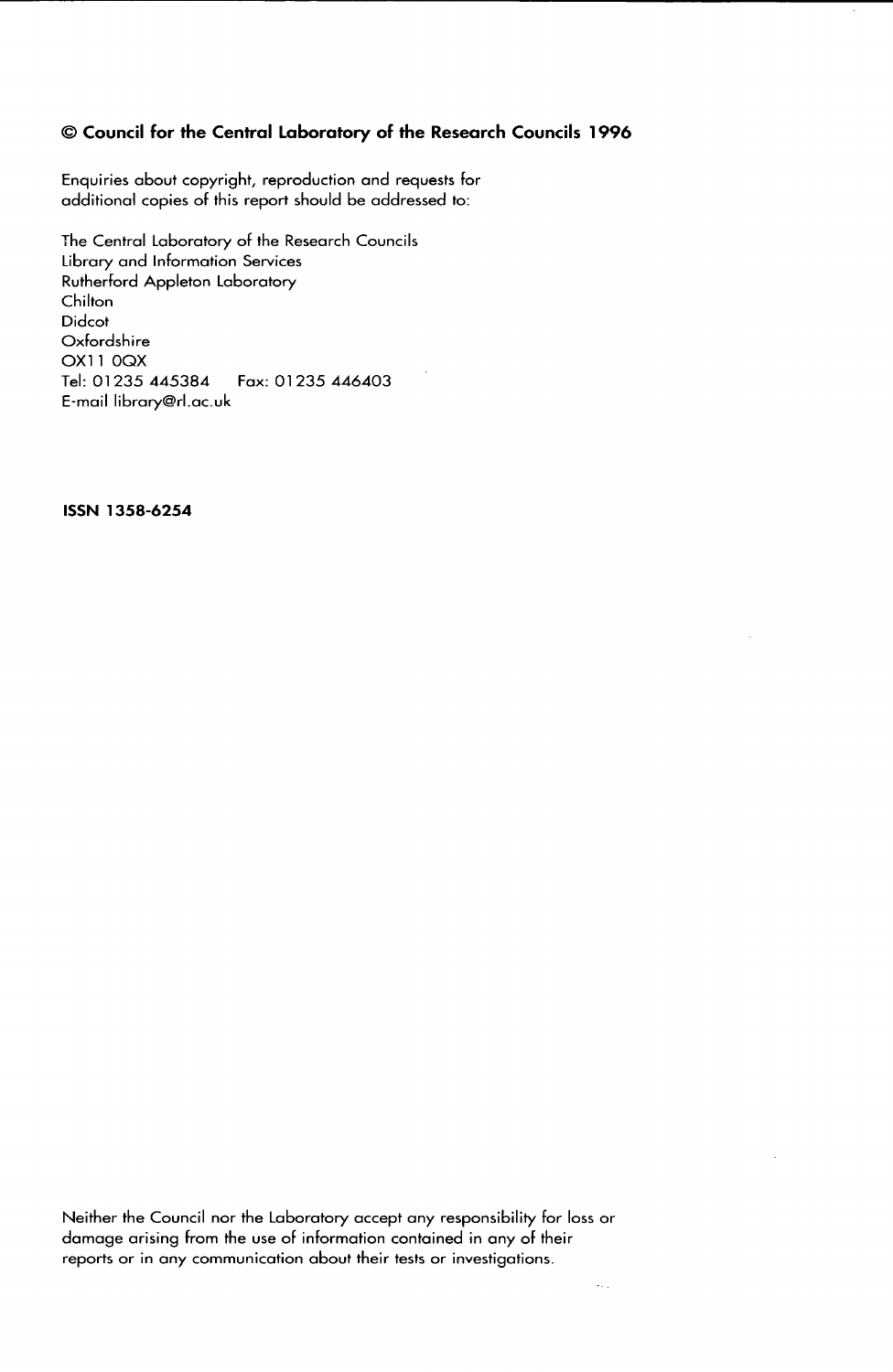**© Council for the Central Laboratory of the Research Councils 1996**

Enquiries about copyright, reproduction and requests for additional copies of this report should be addressed to:

The Central Laboratory of the Research Councils
Library and Information Services
Rutherford Appleton Laboratory
Chilton
Didcot
Oxfordshire
OX11 0QX
Tel: 01235 445384 Fax: 01235 446403
E-mail library@rl.ac.uk

**ISSN 1358-6254**

Neither the Council nor the Laboratory accept any responsibility for loss or damage arising from the use of information contained in any of their reports or in any communication about their tests or investigations.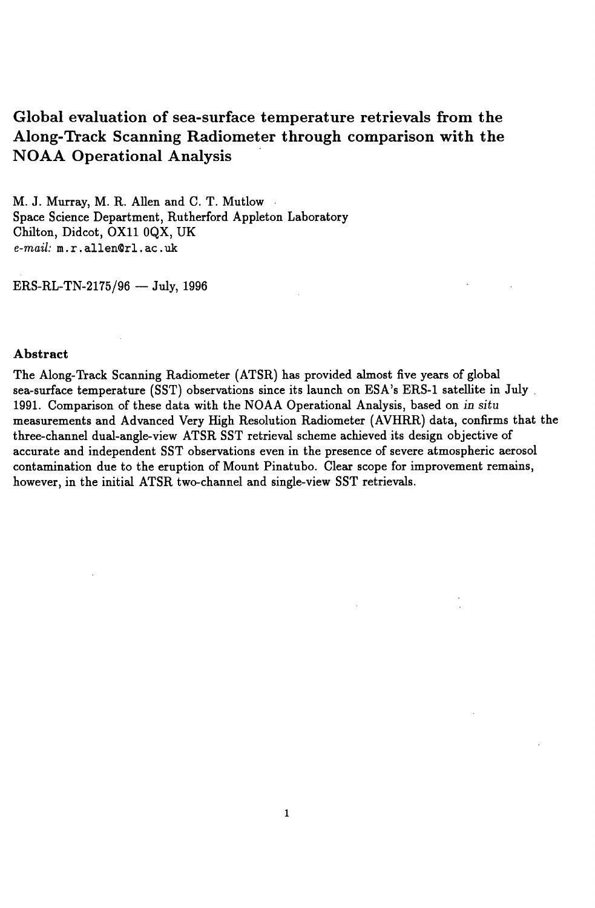# Global evaluation of sea-surface temperature retrievals from the Along-Track Scanning Radiometer through comparison with the NOAA Operational Analysis

M. J. Murray, M. R. Allen and C. T. Mutlow
Space Science Department, Rutherford Appleton Laboratory
Chilton, Didcot, OX11 0QX, UK
*e-mail:* m.r.allen@rl.ac.uk

ERS-RL-TN-2175/96 — July, 1996

### Abstract

The Along-Track Scanning Radiometer (ATSR) has provided almost five years of global sea-surface temperature (SST) observations since its launch on ESA's ERS-1 satellite in July 1991. Comparison of these data with the NOAA Operational Analysis, based on *in situ* measurements and Advanced Very High Resolution Radiometer (AVHRR) data, confirms that the three-channel dual-angle-view ATSR SST retrieval scheme achieved its design objective of accurate and independent SST observations even in the presence of severe atmospheric aerosol contamination due to the eruption of Mount Pinatubo. Clear scope for improvement remains, however, in the initial ATSR two-channel and single-view SST retrievals.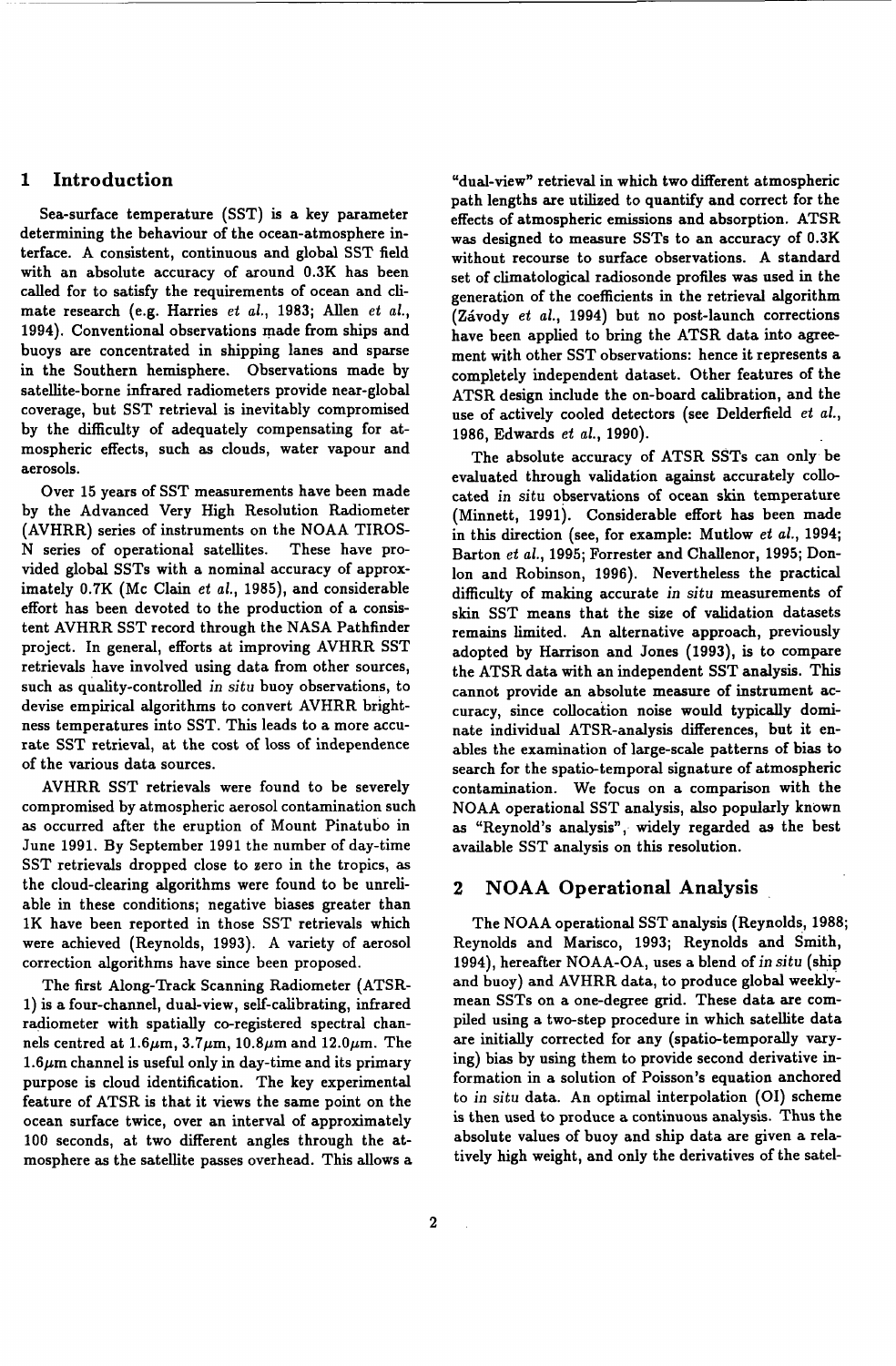## 1 Introduction

Sea-surface temperature (SST) is a key parameter determining the behaviour of the ocean-atmosphere interface. A consistent, continuous and global SST field with an absolute accuracy of around 0.3K has been called for to satisfy the requirements of ocean and climate research (e.g. Harries *et al.*, 1983; Allen *et al.*, 1994). Conventional observations made from ships and buoys are concentrated in shipping lanes and sparse in the Southern hemisphere. Observations made by satellite-borne infrared radiometers provide near-global coverage, but SST retrieval is inevitably compromised by the difficulty of adequately compensating for atmospheric effects, such as clouds, water vapour and aerosols.

Over 15 years of SST measurements have been made by the Advanced Very High Resolution Radiometer (AVHRR) series of instruments on the NOAA TIROS-N series of operational satellites. These have provided global SSTs with a nominal accuracy of approximately 0.7K (Mc Clain *et al.*, 1985), and considerable effort has been devoted to the production of a consistent AVHRR SST record through the NASA Pathfinder project. In general, efforts at improving AVHRR SST retrievals have involved using data from other sources, such as quality-controlled *in situ* buoy observations, to devise empirical algorithms to convert AVHRR brightness temperatures into SST. This leads to a more accurate SST retrieval, at the cost of loss of independence of the various data sources.

AVHRR SST retrievals were found to be severely compromised by atmospheric aerosol contamination such as occurred after the eruption of Mount Pinatubo in June 1991. By September 1991 the number of day-time SST retrievals dropped close to zero in the tropics, as the cloud-clearing algorithms were found to be unreliable in these conditions; negative biases greater than 1K have been reported in those SST retrievals which were achieved (Reynolds, 1993). A variety of aerosol correction algorithms have since been proposed.

The first Along-Track Scanning Radiometer (ATSR-1) is a four-channel, dual-view, self-calibrating, infrared radiometer with spatially co-registered spectral channels centred at $1.6\mu m$, $3.7\mu m$, $10.8\mu m$ and $12.0\mu m$. The $1.6\mu m$ channel is useful only in day-time and its primary purpose is cloud identification. The key experimental feature of ATSR is that it views the same point on the ocean surface twice, over an interval of approximately 100 seconds, at two different angles through the atmosphere as the satellite passes overhead. This allows a "dual-view" retrieval in which two different atmospheric path lengths are utilized to quantify and correct for the effects of atmospheric emissions and absorption. ATSR was designed to measure SSTs to an accuracy of 0.3K without recourse to surface observations. A standard set of climatological radiosonde profiles was used in the generation of the coefficients in the retrieval algorithm (Závody *et al.*, 1994) but no post-launch corrections have been applied to bring the ATSR data into agreement with other SST observations: hence it represents a completely independent dataset. Other features of the ATSR design include the on-board calibration, and the use of actively cooled detectors (see Delderfield *et al.*, 1986, Edwards *et al.*, 1990).

The absolute accuracy of ATSR SSTs can only be evaluated through validation against accurately collocated *in situ* observations of ocean skin temperature (Minnett, 1991). Considerable effort has been made in this direction (see, for example: Mutlow *et al.*, 1994; Barton *et al.*, 1995; Forrester and Challenor, 1995; Donlon and Robinson, 1996). Nevertheless the practical difficulty of making accurate *in situ* measurements of skin SST means that the size of validation datasets remains limited. An alternative approach, previously adopted by Harrison and Jones (1993), is to compare the ATSR data with an independent SST analysis. This cannot provide an absolute measure of instrument accuracy, since collocation noise would typically dominate individual ATSR-analysis differences, but it enables the examination of large-scale patterns of bias to search for the spatio-temporal signature of atmospheric contamination. We focus on a comparison with the NOAA operational SST analysis, also popularly known as "Reynold's analysis", widely regarded as the best available SST analysis on this resolution.

## 2 NOAA Operational Analysis

The NOAA operational SST analysis (Reynolds, 1988; Reynolds and Marisco, 1993; Reynolds and Smith, 1994), hereafter NOAA-OA, uses a blend of *in situ* (ship and buoy) and AVHRR data, to produce global weekly-mean SSTs on a one-degree grid. These data are compiled using a two-step procedure in which satellite data are initially corrected for any (spatio-temporally varying) bias by using them to provide second derivative information in a solution of Poisson's equation anchored to *in situ* data. An optimal interpolation (OI) scheme is then used to produce a continuous analysis. Thus the absolute values of buoy and ship data are given a relatively high weight, and only the derivatives of the satel-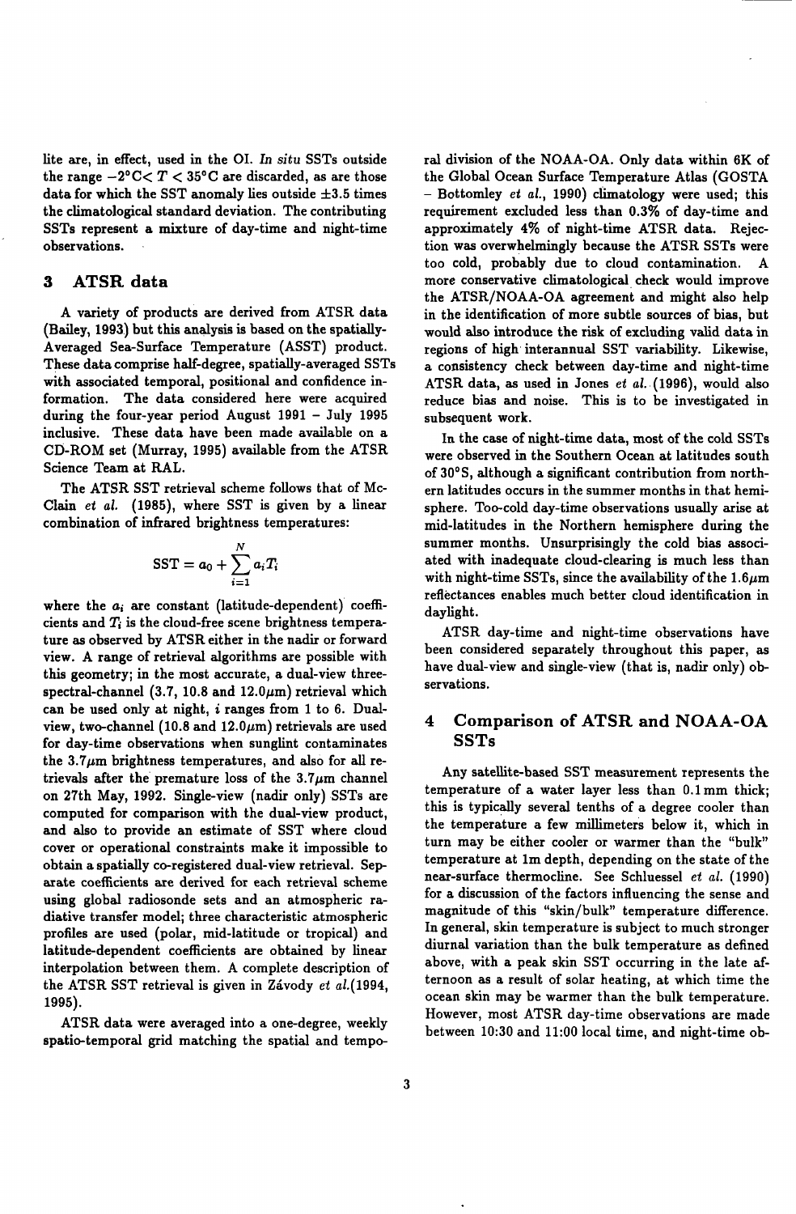lite are, in effect, used in the OI. *In situ* SSTs outside the range $-2°\text{C} < T < 35°\text{C}$ are discarded, as are those data for which the SST anomaly lies outside $\pm 3.5$ times the climatological standard deviation. The contributing SSTs represent a mixture of day-time and night-time observations.

## 3 ATSR data

A variety of products are derived from ATSR data (Bailey, 1993) but this analysis is based on the spatially-Averaged Sea-Surface Temperature (ASST) product. These data comprise half-degree, spatially-averaged SSTs with associated temporal, positional and confidence information. The data considered here were acquired during the four-year period August 1991 – July 1995 inclusive. These data have been made available on a CD-ROM set (Murray, 1995) available from the ATSR Science Team at RAL.

The ATSR SST retrieval scheme follows that of McClain *et al.* (1985), where SST is given by a linear combination of infrared brightness temperatures:

$$\text{SST} = a_0 + \sum_{i=1}^{N} a_i T_i$$

where the $a_i$ are constant (latitude-dependent) coefficients and $T_i$ is the cloud-free scene brightness temperature as observed by ATSR either in the nadir or forward view. A range of retrieval algorithms are possible with this geometry; in the most accurate, a dual-view three-spectral-channel (3.7, 10.8 and 12.0$\mu$m) retrieval which can be used only at night, $i$ ranges from 1 to 6. Dual-view, two-channel (10.8 and 12.0$\mu$m) retrievals are used for day-time observations when sunglint contaminates the 3.7$\mu$m brightness temperatures, and also for all retrievals after the premature loss of the 3.7$\mu$m channel on 27th May, 1992. Single-view (nadir only) SSTs are computed for comparison with the dual-view product, and also to provide an estimate of SST where cloud cover or operational constraints make it impossible to obtain a spatially co-registered dual-view retrieval. Separate coefficients are derived for each retrieval scheme using global radiosonde sets and an atmospheric radiative transfer model; three characteristic atmospheric profiles are used (polar, mid-latitude or tropical) and latitude-dependent coefficients are obtained by linear interpolation between them. A complete description of the ATSR SST retrieval is given in Závody *et al.*(1994, 1995).

ATSR data were averaged into a one-degree, weekly spatio-temporal grid matching the spatial and temporal division of the NOAA-OA. Only data within 6K of the Global Ocean Surface Temperature Atlas (GOSTA – Bottomley *et al.*, 1990) climatology were used; this requirement excluded less than 0.3% of day-time and approximately 4% of night-time ATSR data. Rejection was overwhelmingly because the ATSR SSTs were too cold, probably due to cloud contamination. A more conservative climatological check would improve the ATSR/NOAA-OA agreement and might also help in the identification of more subtle sources of bias, but would also introduce the risk of excluding valid data in regions of high interannual SST variability. Likewise, a consistency check between day-time and night-time ATSR data, as used in Jones *et al.* (1996), would also reduce bias and noise. This is to be investigated in subsequent work.

In the case of night-time data, most of the cold SSTs were observed in the Southern Ocean at latitudes south of 30°S, although a significant contribution from northern latitudes occurs in the summer months in that hemisphere. Too-cold day-time observations usually arise at mid-latitudes in the Northern hemisphere during the summer months. Unsurprisingly the cold bias associated with inadequate cloud-clearing is much less than with night-time SSTs, since the availability of the 1.6$\mu$m reflectances enables much better cloud identification in daylight.

ATSR day-time and night-time observations have been considered separately throughout this paper, as have dual-view and single-view (that is, nadir only) observations.

## 4 Comparison of ATSR and NOAA-OA SSTs

Any satellite-based SST measurement represents the temperature of a water layer less than 0.1 mm thick; this is typically several tenths of a degree cooler than the temperature a few millimeters below it, which in turn may be either cooler or warmer than the "bulk" temperature at 1m depth, depending on the state of the near-surface thermocline. See Schluessel *et al.* (1990) for a discussion of the factors influencing the sense and magnitude of this "skin/bulk" temperature difference. In general, skin temperature is subject to much stronger diurnal variation than the bulk temperature as defined above, with a peak skin SST occurring in the late afternoon as a result of solar heating, at which time the ocean skin may be warmer than the bulk temperature. However, most ATSR day-time observations are made between 10:30 and 11:00 local time, and night-time ob-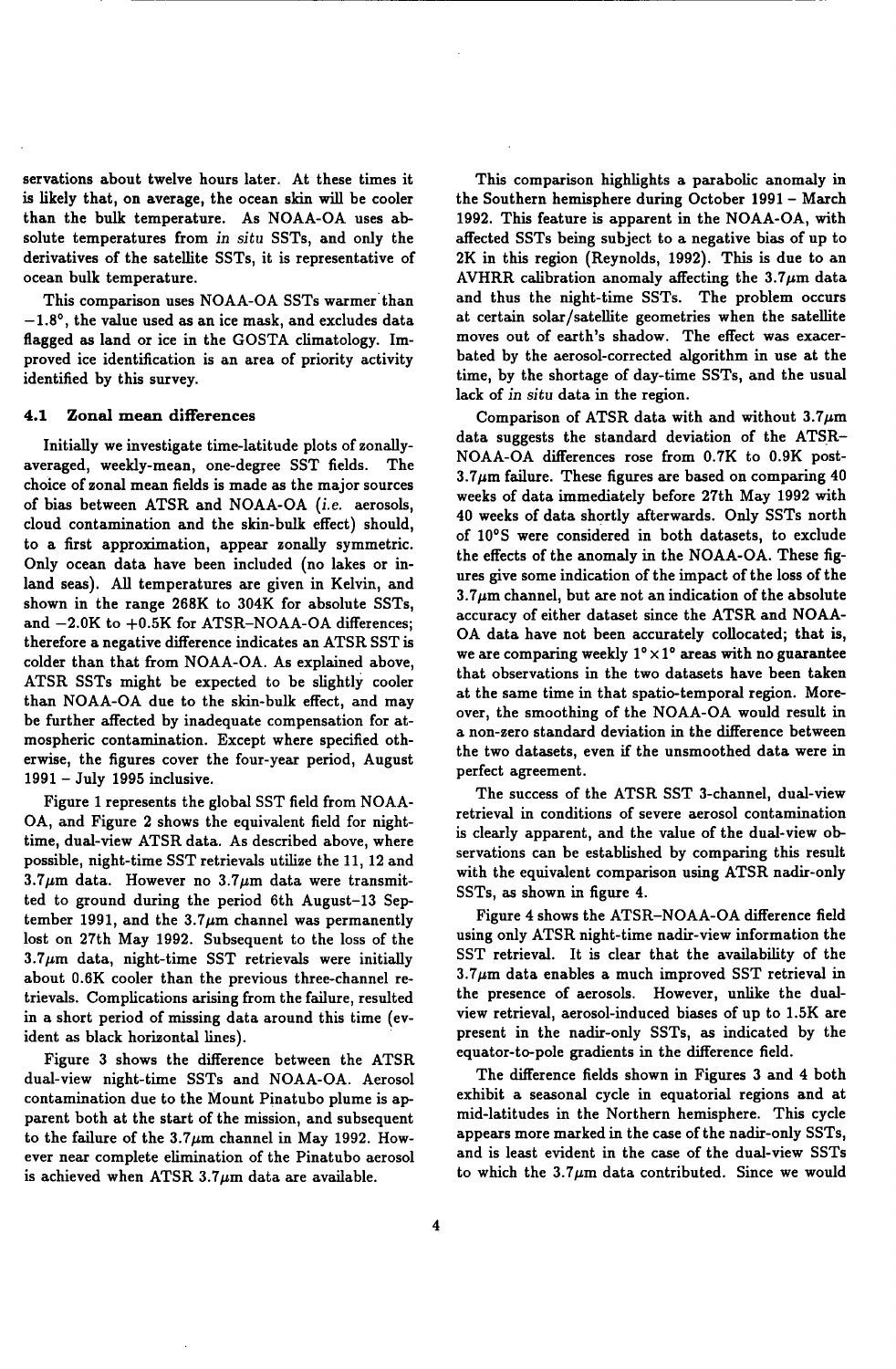servations about twelve hours later. At these times it is likely that, on average, the ocean skin will be cooler than the bulk temperature. As NOAA-OA uses absolute temperatures from *in situ* SSTs, and only the derivatives of the satellite SSTs, it is representative of ocean bulk temperature.

This comparison uses NOAA-OA SSTs warmer than $-1.8°$, the value used as an ice mask, and excludes data flagged as land or ice in the GOSTA climatology. Improved ice identification is an area of priority activity identified by this survey.

### 4.1 Zonal mean differences

Initially we investigate time-latitude plots of zonally-averaged, weekly-mean, one-degree SST fields. The choice of zonal mean fields is made as the major sources of bias between ATSR and NOAA-OA (*i.e.* aerosols, cloud contamination and the skin-bulk effect) should, to a first approximation, appear zonally symmetric. Only ocean data have been included (no lakes or inland seas). All temperatures are given in Kelvin, and shown in the range 268K to 304K for absolute SSTs, and $-2.0$K to $+0.5$K for ATSR–NOAA-OA differences; therefore a negative difference indicates an ATSR SST is colder than that from NOAA-OA. As explained above, ATSR SSTs might be expected to be slightly cooler than NOAA-OA due to the skin-bulk effect, and may be further affected by inadequate compensation for atmospheric contamination. Except where specified otherwise, the figures cover the four-year period, August 1991 – July 1995 inclusive.

Figure 1 represents the global SST field from NOAA-OA, and Figure 2 shows the equivalent field for night-time, dual-view ATSR data. As described above, where possible, night-time SST retrievals utilize the 11, 12 and $3.7\mu$m data. However no $3.7\mu$m data were transmitted to ground during the period 6th August–13 September 1991, and the $3.7\mu$m channel was permanently lost on 27th May 1992. Subsequent to the loss of the $3.7\mu$m data, night-time SST retrievals were initially about 0.6K cooler than the previous three-channel retrievals. Complications arising from the failure, resulted in a short period of missing data around this time (evident as black horizontal lines).

Figure 3 shows the difference between the ATSR dual-view night-time SSTs and NOAA-OA. Aerosol contamination due to the Mount Pinatubo plume is apparent both at the start of the mission, and subsequent to the failure of the $3.7\mu$m channel in May 1992. However near complete elimination of the Pinatubo aerosol is achieved when ATSR $3.7\mu$m data are available.

This comparison highlights a parabolic anomaly in the Southern hemisphere during October 1991 – March 1992. This feature is apparent in the NOAA-OA, with affected SSTs being subject to a negative bias of up to 2K in this region (Reynolds, 1992). This is due to an AVHRR calibration anomaly affecting the $3.7\mu$m data and thus the night-time SSTs. The problem occurs at certain solar/satellite geometries when the satellite moves out of earth's shadow. The effect was exacerbated by the aerosol-corrected algorithm in use at the time, by the shortage of day-time SSTs, and the usual lack of *in situ* data in the region.

Comparison of ATSR data with and without $3.7\mu$m data suggests the standard deviation of the ATSR–NOAA-OA differences rose from 0.7K to 0.9K post-$3.7\mu$m failure. These figures are based on comparing 40 weeks of data immediately before 27th May 1992 with 40 weeks of data shortly afterwards. Only SSTs north of 10°S were considered in both datasets, to exclude the effects of the anomaly in the NOAA-OA. These figures give some indication of the impact of the loss of the $3.7\mu$m channel, but are not an indication of the absolute accuracy of either dataset since the ATSR and NOAA-OA data have not been accurately collocated; that is, we are comparing weekly $1° \times 1°$ areas with no guarantee that observations in the two datasets have been taken at the same time in that spatio-temporal region. Moreover, the smoothing of the NOAA-OA would result in a non-zero standard deviation in the difference between the two datasets, even if the unsmoothed data were in perfect agreement.

The success of the ATSR SST 3-channel, dual-view retrieval in conditions of severe aerosol contamination is clearly apparent, and the value of the dual-view observations can be established by comparing this result with the equivalent comparison using ATSR nadir-only SSTs, as shown in figure 4.

Figure 4 shows the ATSR–NOAA-OA difference field using only ATSR night-time nadir-view information the SST retrieval. It is clear that the availability of the $3.7\mu$m data enables a much improved SST retrieval in the presence of aerosols. However, unlike the dual-view retrieval, aerosol-induced biases of up to 1.5K are present in the nadir-only SSTs, as indicated by the equator-to-pole gradients in the difference field.

The difference fields shown in Figures 3 and 4 both exhibit a seasonal cycle in equatorial regions and at mid-latitudes in the Northern hemisphere. This cycle appears more marked in the case of the nadir-only SSTs, and is least evident in the case of the dual-view SSTs to which the $3.7\mu$m data contributed. Since we would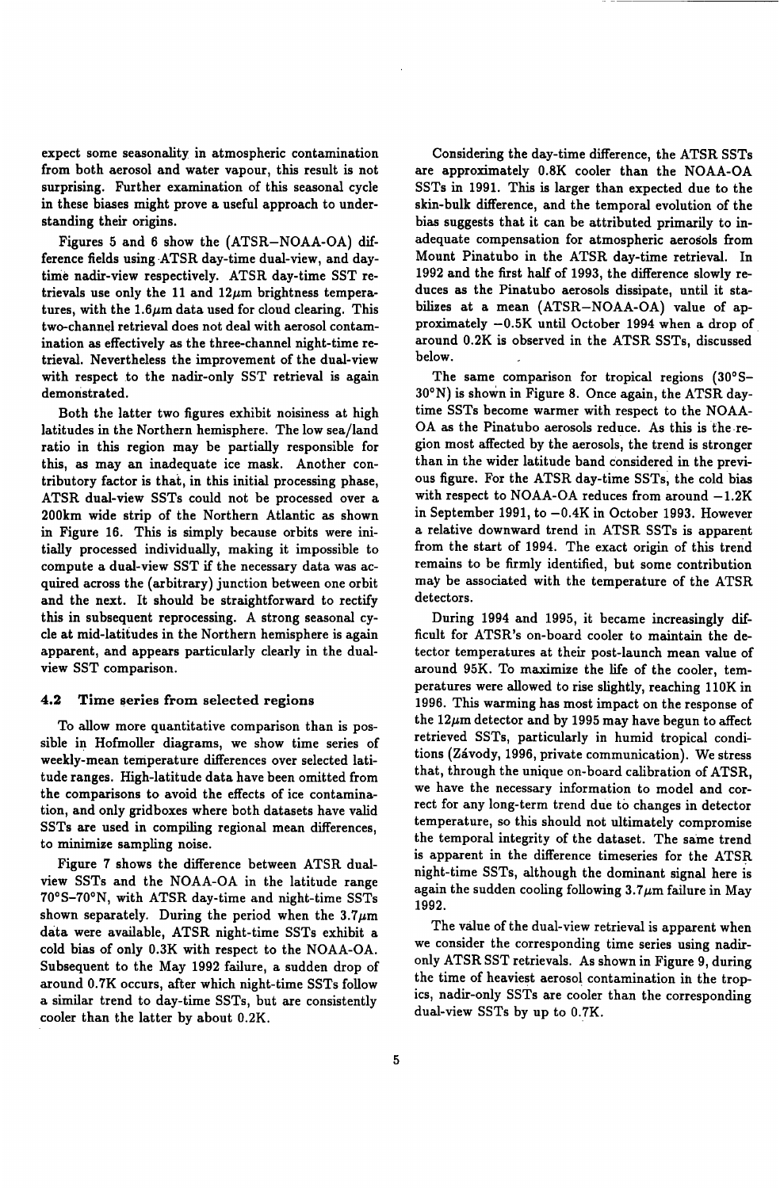expect some seasonality in atmospheric contamination from both aerosol and water vapour, this result is not surprising. Further examination of this seasonal cycle in these biases might prove a useful approach to understanding their origins.

Figures 5 and 6 show the (ATSR−NOAA-OA) difference fields using ATSR day-time dual-view, and day-time nadir-view respectively. ATSR day-time SST retrievals use only the 11 and 12$\mu$m brightness temperatures, with the 1.6$\mu$m data used for cloud clearing. This two-channel retrieval does not deal with aerosol contamination as effectively as the three-channel night-time retrieval. Nevertheless the improvement of the dual-view with respect to the nadir-only SST retrieval is again demonstrated.

Both the latter two figures exhibit noisiness at high latitudes in the Northern hemisphere. The low sea/land ratio in this region may be partially responsible for this, as may an inadequate ice mask. Another contributory factor is that, in this initial processing phase, ATSR dual-view SSTs could not be processed over a 200km wide strip of the Northern Atlantic as shown in Figure 16. This is simply because orbits were initially processed individually, making it impossible to compute a dual-view SST if the necessary data was acquired across the (arbitrary) junction between one orbit and the next. It should be straightforward to rectify this in subsequent reprocessing. A strong seasonal cycle at mid-latitudes in the Northern hemisphere is again apparent, and appears particularly clearly in the dual-view SST comparison.

### 4.2 Time series from selected regions

To allow more quantitative comparison than is possible in Hofmoller diagrams, we show time series of weekly-mean temperature differences over selected latitude ranges. High-latitude data have been omitted from the comparisons to avoid the effects of ice contamination, and only gridboxes where both datasets have valid SSTs are used in compiling regional mean differences, to minimize sampling noise.

Figure 7 shows the difference between ATSR dual-view SSTs and the NOAA-OA in the latitude range 70°S–70°N, with ATSR day-time and night-time SSTs shown separately. During the period when the 3.7$\mu$m data were available, ATSR night-time SSTs exhibit a cold bias of only 0.3K with respect to the NOAA-OA. Subsequent to the May 1992 failure, a sudden drop of around 0.7K occurs, after which night-time SSTs follow a similar trend to day-time SSTs, but are consistently cooler than the latter by about 0.2K.

Considering the day-time difference, the ATSR SSTs are approximately 0.8K cooler than the NOAA-OA SSTs in 1991. This is larger than expected due to the skin-bulk difference, and the temporal evolution of the bias suggests that it can be attributed primarily to inadequate compensation for atmospheric aerosols from Mount Pinatubo in the ATSR day-time retrieval. In 1992 and the first half of 1993, the difference slowly reduces as the Pinatubo aerosols dissipate, until it stabilizes at a mean (ATSR−NOAA-OA) value of approximately −0.5K until October 1994 when a drop of around 0.2K is observed in the ATSR SSTs, discussed below.

The same comparison for tropical regions (30°S–30°N) is shown in Figure 8. Once again, the ATSR day-time SSTs become warmer with respect to the NOAA-OA as the Pinatubo aerosols reduce. As this is the region most affected by the aerosols, the trend is stronger than in the wider latitude band considered in the previous figure. For the ATSR day-time SSTs, the cold bias with respect to NOAA-OA reduces from around −1.2K in September 1991, to −0.4K in October 1993. However a relative downward trend in ATSR SSTs is apparent from the start of 1994. The exact origin of this trend remains to be firmly identified, but some contribution may be associated with the temperature of the ATSR detectors.

During 1994 and 1995, it became increasingly difficult for ATSR's on-board cooler to maintain the detector temperatures at their post-launch mean value of around 95K. To maximize the life of the cooler, temperatures were allowed to rise slightly, reaching 110K in 1996. This warming has most impact on the response of the 12$\mu$m detector and by 1995 may have begun to affect retrieved SSTs, particularly in humid tropical conditions (Závody, 1996, private communication). We stress that, through the unique on-board calibration of ATSR, we have the necessary information to model and correct for any long-term trend due to changes in detector temperature, so this should not ultimately compromise the temporal integrity of the dataset. The same trend is apparent in the difference timeseries for the ATSR night-time SSTs, although the dominant signal here is again the sudden cooling following 3.7$\mu$m failure in May 1992.

The value of the dual-view retrieval is apparent when we consider the corresponding time series using nadir-only ATSR SST retrievals. As shown in Figure 9, during the time of heaviest aerosol contamination in the tropics, nadir-only SSTs are cooler than the corresponding dual-view SSTs by up to 0.7K.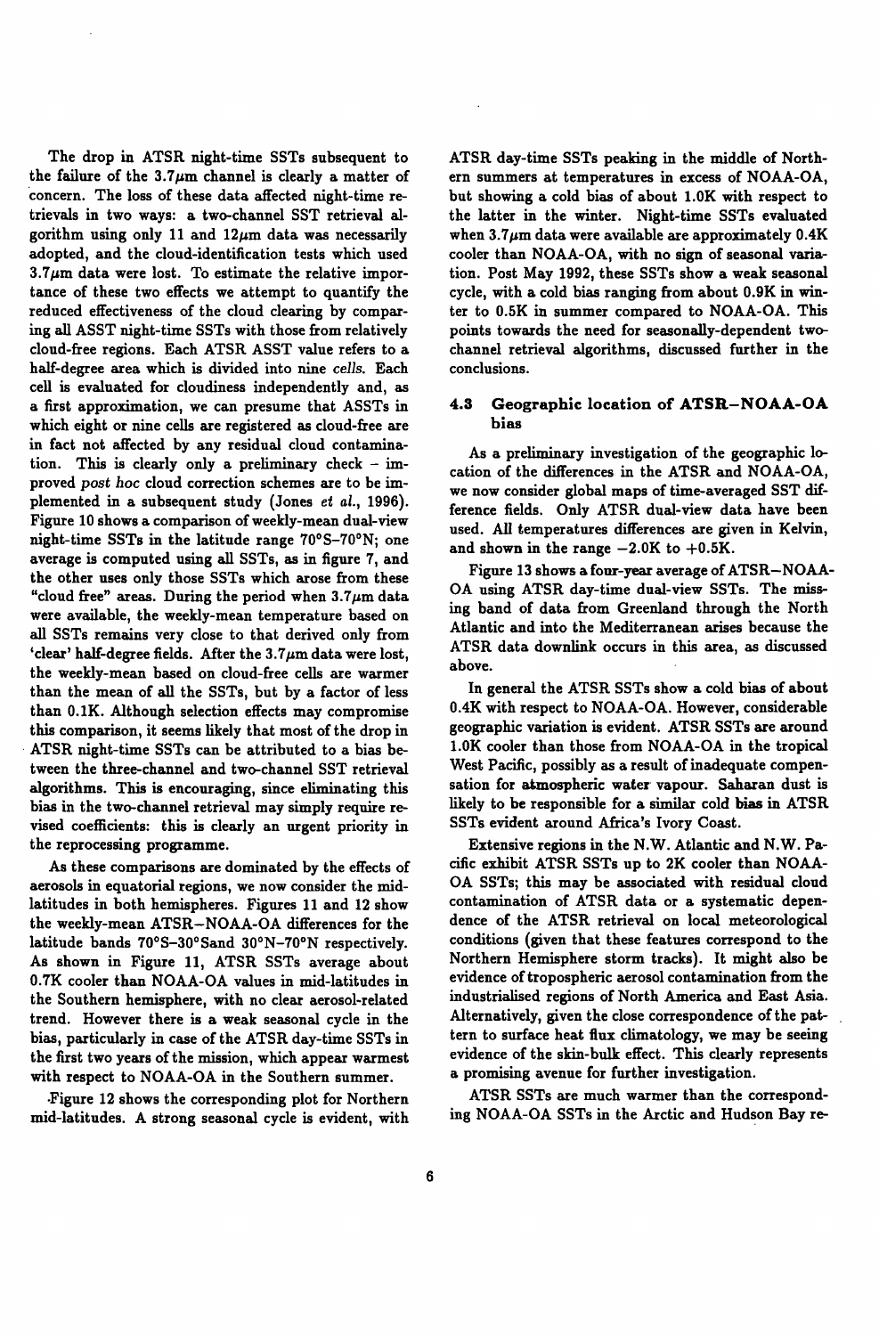The drop in ATSR night-time SSTs subsequent to the failure of the 3.7$\mu$m channel is clearly a matter of concern. The loss of these data affected night-time retrievals in two ways: a two-channel SST retrieval algorithm using only 11 and 12$\mu$m data was necessarily adopted, and the cloud-identification tests which used 3.7$\mu$m data were lost. To estimate the relative importance of these two effects we attempt to quantify the reduced effectiveness of the cloud clearing by comparing all ASST night-time SSTs with those from relatively cloud-free regions. Each ATSR ASST value refers to a half-degree area which is divided into nine *cells*. Each cell is evaluated for cloudiness independently and, as a first approximation, we can presume that ASSTs in which eight or nine cells are registered as cloud-free are in fact not affected by any residual cloud contamination. This is clearly only a preliminary check – improved *post hoc* cloud correction schemes are to be implemented in a subsequent study (Jones *et al.*, 1996). Figure 10 shows a comparison of weekly-mean dual-view night-time SSTs in the latitude range 70°S–70°N; one average is computed using all SSTs, as in figure 7, and the other uses only those SSTs which arose from these "cloud free" areas. During the period when 3.7$\mu$m data were available, the weekly-mean temperature based on all SSTs remains very close to that derived only from 'clear' half-degree fields. After the 3.7$\mu$m data were lost, the weekly-mean based on cloud-free cells are warmer than the mean of all the SSTs, but by a factor of less than 0.1K. Although selection effects may compromise this comparison, it seems likely that most of the drop in ATSR night-time SSTs can be attributed to a bias between the three-channel and two-channel SST retrieval algorithms. This is encouraging, since eliminating this bias in the two-channel retrieval may simply require revised coefficients: this is clearly an urgent priority in the reprocessing programme.

As these comparisons are dominated by the effects of aerosols in equatorial regions, we now consider the mid-latitudes in both hemispheres. Figures 11 and 12 show the weekly-mean ATSR–NOAA-OA differences for the latitude bands 70°S–30°Sand 30°N–70°N respectively. As shown in Figure 11, ATSR SSTs average about 0.7K cooler than NOAA-OA values in mid-latitudes in the Southern hemisphere, with no clear aerosol-related trend. However there is a weak seasonal cycle in the bias, particularly in case of the ATSR day-time SSTs in the first two years of the mission, which appear warmest with respect to NOAA-OA in the Southern summer.

Figure 12 shows the corresponding plot for Northern mid-latitudes. A strong seasonal cycle is evident, with ATSR day-time SSTs peaking in the middle of Northern summers at temperatures in excess of NOAA-OA, but showing a cold bias of about 1.0K with respect to the latter in the winter. Night-time SSTs evaluated when 3.7$\mu$m data were available are approximately 0.4K cooler than NOAA-OA, with no sign of seasonal variation. Post May 1992, these SSTs show a weak seasonal cycle, with a cold bias ranging from about 0.9K in winter to 0.5K in summer compared to NOAA-OA. This points towards the need for seasonally-dependent two-channel retrieval algorithms, discussed further in the conclusions.

### 4.3 Geographic location of ATSR–NOAA-OA bias

As a preliminary investigation of the geographic location of the differences in the ATSR and NOAA-OA, we now consider global maps of time-averaged SST difference fields. Only ATSR dual-view data have been used. All temperatures differences are given in Kelvin, and shown in the range −2.0K to +0.5K.

Figure 13 shows a four-year average of ATSR–NOAA-OA using ATSR day-time dual-view SSTs. The missing band of data from Greenland through the North Atlantic and into the Mediterranean arises because the ATSR data downlink occurs in this area, as discussed above.

In general the ATSR SSTs show a cold bias of about 0.4K with respect to NOAA-OA. However, considerable geographic variation is evident. ATSR SSTs are around 1.0K cooler than those from NOAA-OA in the tropical West Pacific, possibly as a result of inadequate compensation for atmospheric water vapour. Saharan dust is likely to be responsible for a similar cold bias in ATSR SSTs evident around Africa's Ivory Coast.

Extensive regions in the N.W. Atlantic and N.W. Pacific exhibit ATSR SSTs up to 2K cooler than NOAA-OA SSTs; this may be associated with residual cloud contamination of ATSR data or a systematic dependence of the ATSR retrieval on local meteorological conditions (given that these features correspond to the Northern Hemisphere storm tracks). It might also be evidence of tropospheric aerosol contamination from the industrialised regions of North America and East Asia. Alternatively, given the close correspondence of the pattern to surface heat flux climatology, we may be seeing evidence of the skin-bulk effect. This clearly represents a promising avenue for further investigation.

ATSR SSTs are much warmer than the corresponding NOAA-OA SSTs in the Arctic and Hudson Bay re-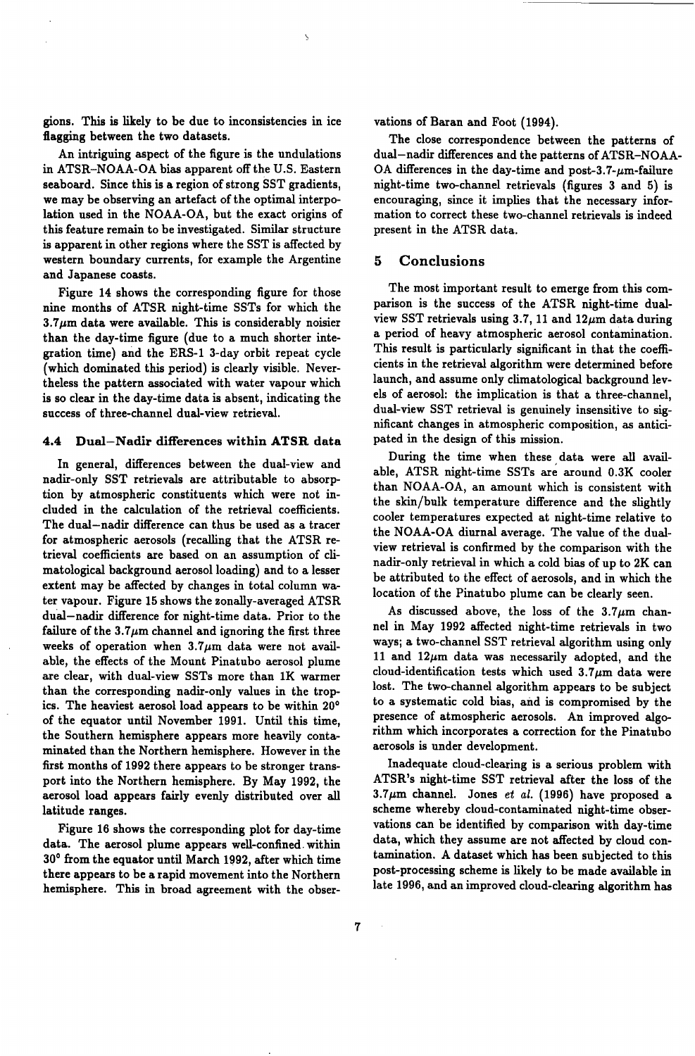gions. This is likely to be due to inconsistencies in ice flagging between the two datasets.

An intriguing aspect of the figure is the undulations in ATSR–NOAA-OA bias apparent off the U.S. Eastern seaboard. Since this is a region of strong SST gradients, we may be observing an artefact of the optimal interpolation used in the NOAA-OA, but the exact origins of this feature remain to be investigated. Similar structure is apparent in other regions where the SST is affected by western boundary currents, for example the Argentine and Japanese coasts.

Figure 14 shows the corresponding figure for those nine months of ATSR night-time SSTs for which the $3.7\mu m$ data were available. This is considerably noisier than the day-time figure (due to a much shorter integration time) and the ERS-1 3-day orbit repeat cycle (which dominated this period) is clearly visible. Nevertheless the pattern associated with water vapour which is so clear in the day-time data is absent, indicating the success of three-channel dual-view retrieval.

### 4.4 Dual–Nadir differences within ATSR data

In general, differences between the dual-view and nadir-only SST retrievals are attributable to absorption by atmospheric constituents which were not included in the calculation of the retrieval coefficients. The dual–nadir difference can thus be used as a tracer for atmospheric aerosols (recalling that the ATSR retrieval coefficients are based on an assumption of climatological background aerosol loading) and to a lesser extent may be affected by changes in total column water vapour. Figure 15 shows the zonally-averaged ATSR dual–nadir difference for night-time data. Prior to the failure of the $3.7\mu m$ channel and ignoring the first three weeks of operation when $3.7\mu m$ data were not available, the effects of the Mount Pinatubo aerosol plume are clear, with dual-view SSTs more than 1K warmer than the corresponding nadir-only values in the tropics. The heaviest aerosol load appears to be within 20° of the equator until November 1991. Until this time, the Southern hemisphere appears more heavily contaminated than the Northern hemisphere. However in the first months of 1992 there appears to be stronger transport into the Northern hemisphere. By May 1992, the aerosol load appears fairly evenly distributed over all latitude ranges.

Figure 16 shows the corresponding plot for day-time data. The aerosol plume appears well-confined within 30° from the equator until March 1992, after which time there appears to be a rapid movement into the Northern hemisphere. This in broad agreement with the observations of Baran and Foot (1994).

The close correspondence between the patterns of dual–nadir differences and the patterns of ATSR–NOAA-OA differences in the day-time and post-3.7-$\mu m$-failure night-time two-channel retrievals (figures 3 and 5) is encouraging, since it implies that the necessary information to correct these two-channel retrievals is indeed present in the ATSR data.

## 5 Conclusions

The most important result to emerge from this comparison is the success of the ATSR night-time dual-view SST retrievals using 3.7, 11 and $12\mu m$ data during a period of heavy atmospheric aerosol contamination. This result is particularly significant in that the coefficients in the retrieval algorithm were determined before launch, and assume only climatological background levels of aerosol: the implication is that a three-channel, dual-view SST retrieval is genuinely insensitive to significant changes in atmospheric composition, as anticipated in the design of this mission.

During the time when these data were all available, ATSR night-time SSTs are around 0.3K cooler than NOAA-OA, an amount which is consistent with the skin/bulk temperature difference and the slightly cooler temperatures expected at night-time relative to the NOAA-OA diurnal average. The value of the dual-view retrieval is confirmed by the comparison with the nadir-only retrieval in which a cold bias of up to 2K can be attributed to the effect of aerosols, and in which the location of the Pinatubo plume can be clearly seen.

As discussed above, the loss of the $3.7\mu m$ channel in May 1992 affected night-time retrievals in two ways; a two-channel SST retrieval algorithm using only 11 and $12\mu m$ data was necessarily adopted, and the cloud-identification tests which used $3.7\mu m$ data were lost. The two-channel algorithm appears to be subject to a systematic cold bias, and is compromised by the presence of atmospheric aerosols. An improved algorithm which incorporates a correction for the Pinatubo aerosols is under development.

Inadequate cloud-clearing is a serious problem with ATSR's night-time SST retrieval after the loss of the $3.7\mu m$ channel. Jones *et al.* (1996) have proposed a scheme whereby cloud-contaminated night-time observations can be identified by comparison with day-time data, which they assume are not affected by cloud contamination. A dataset which has been subjected to this post-processing scheme is likely to be made available in late 1996, and an improved cloud-clearing algorithm has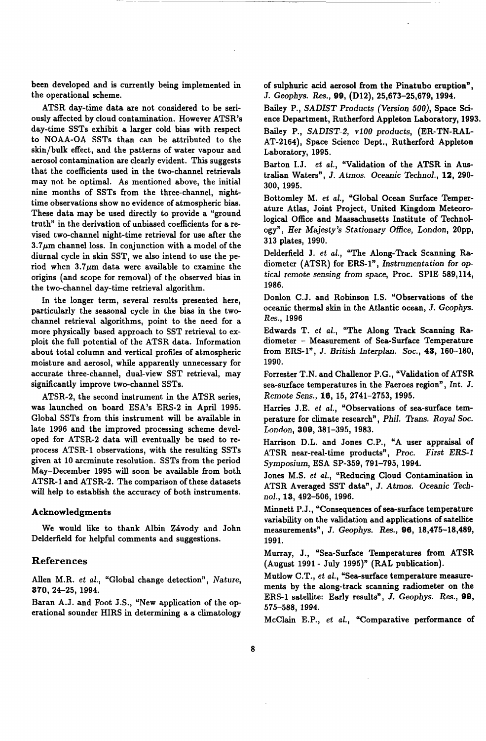been developed and is currently being implemented in the operational scheme.

ATSR day-time data are not considered to be seriously affected by cloud contamination. However ATSR's day-time SSTs exhibit a larger cold bias with respect to NOAA-OA SSTs than can be attributed to the skin/bulk effect, and the patterns of water vapour and aerosol contamination are clearly evident. This suggests that the coefficients used in the two-channel retrievals may not be optimal. As mentioned above, the initial nine months of SSTs from the three-channel, night-time observations show no evidence of atmospheric bias. These data may be used directly to provide a "ground truth" in the derivation of unbiased coefficients for a revised two-channel night-time retrieval for use after the $3.7\mu m$ channel loss. In conjunction with a model of the diurnal cycle in skin SST, we also intend to use the period when $3.7\mu m$ data were available to examine the origins (and scope for removal) of the observed bias in the two-channel day-time retrieval algorithm.

In the longer term, several results presented here, particularly the seasonal cycle in the bias in the two-channel retrieval algorithms, point to the need for a more physically based approach to SST retrieval to exploit the full potential of the ATSR data. Information about total column and vertical profiles of atmospheric moisture and aerosol, while apparently unnecessary for accurate three-channel, dual-view SST retrieval, may significantly improve two-channel SSTs.

ATSR-2, the second instrument in the ATSR series, was launched on board ESA's ERS-2 in April 1995. Global SSTs from this instrument will be available in late 1996 and the improved processing scheme developed for ATSR-2 data will eventually be used to reprocess ATSR-1 observations, with the resulting SSTs given at 10 arcminute resolution. SSTs from the period May–December 1995 will soon be available from both ATSR-1 and ATSR-2. The comparison of these datasets will help to establish the accuracy of both instruments.

### Acknowledgments

We would like to thank Albin Závody and John Delderfield for helpful comments and suggestions.

## References

Allen M.R. *et al.*, "Global change detection", *Nature*, **370**, 24–25, 1994.

Baran A.J. and Foot J.S., "New application of the operational sounder HIRS in determining a a climatology of sulphuric acid aerosol from the Pinatubo eruption", *J. Geophys. Res.*, **99**, (D12), 25,673–25,679, 1994.

Bailey P., *SADIST Products (Version 500)*, Space Science Department, Rutherford Appleton Laboratory, 1993.

Bailey P., *SADIST-2, v100 products*, (ER-TN-RAL-AT-2164), Space Science Dept., Rutherford Appleton Laboratory, 1995.

Barton I.J. *et al.*, "Validation of the ATSR in Australian Waters", *J. Atmos. Oceanic Technol.*, **12**, 290-300, 1995.

Bottomley M. *et al.*, "Global Ocean Surface Temperature Atlas, Joint Project, United Kingdom Meteorological Office and Massachusetts Institute of Technology", *Her Majesty's Stationary Office, London*, 20pp, 313 plates, 1990.

Delderfield J. *et al.*, "The Along-Track Scanning Radiometer (ATSR) for ERS-1", *Instrumentation for optical remote sensing from space*, Proc. SPIE 589,114, 1986.

Donlon C.J. and Robinson I.S. "Observations of the oceanic thermal skin in the Atlantic ocean, *J. Geophys. Res.*, 1996

Edwards T. *et al.*, "The Along Track Scanning Radiometer – Measurement of Sea-Surface Temperature from ERS-1", *J. British Interplan. Soc.*, **43**, 160–180, 1990.

Forrester T.N. and Challenor P.G., "Validation of ATSR sea-surface temperatures in the Faeroes region", *Int. J. Remote Sens.*, **16**, 15, 2741–2753, 1995.

Harries J.E. *et al.*, "Observations of sea-surface temperature for climate research", *Phil. Trans. Royal Soc. London*, **309**, 381–395, 1983.

Harrison D.L. and Jones C.P., "A user appraisal of ATSR near-real-time products", *Proc. First ERS-1 Symposium*, ESA SP-359, 791–795, 1994.

Jones M.S. *et al.*, "Reducing Cloud Contamination in ATSR Averaged SST data", *J. Atmos. Oceanic Technol.*, **13**, 492–506, 1996.

Minnett P.J., "Consequences of sea-surface temperature variability on the validation and applications of satellite measurements", *J. Geophys. Res.*, **96**, 18,475–18,489, 1991.

Murray, J., "Sea-Surface Temperatures from ATSR (August 1991 - July 1995)" (RAL publication).

Mutlow C.T., *et al.*, "Sea-surface temperature measurements by the along-track scanning radiometer on the ERS-1 satellite: Early results", *J. Geophys. Res.*, **99**, 575–588, 1994.

McClain E.P., *et al.*, "Comparative performance of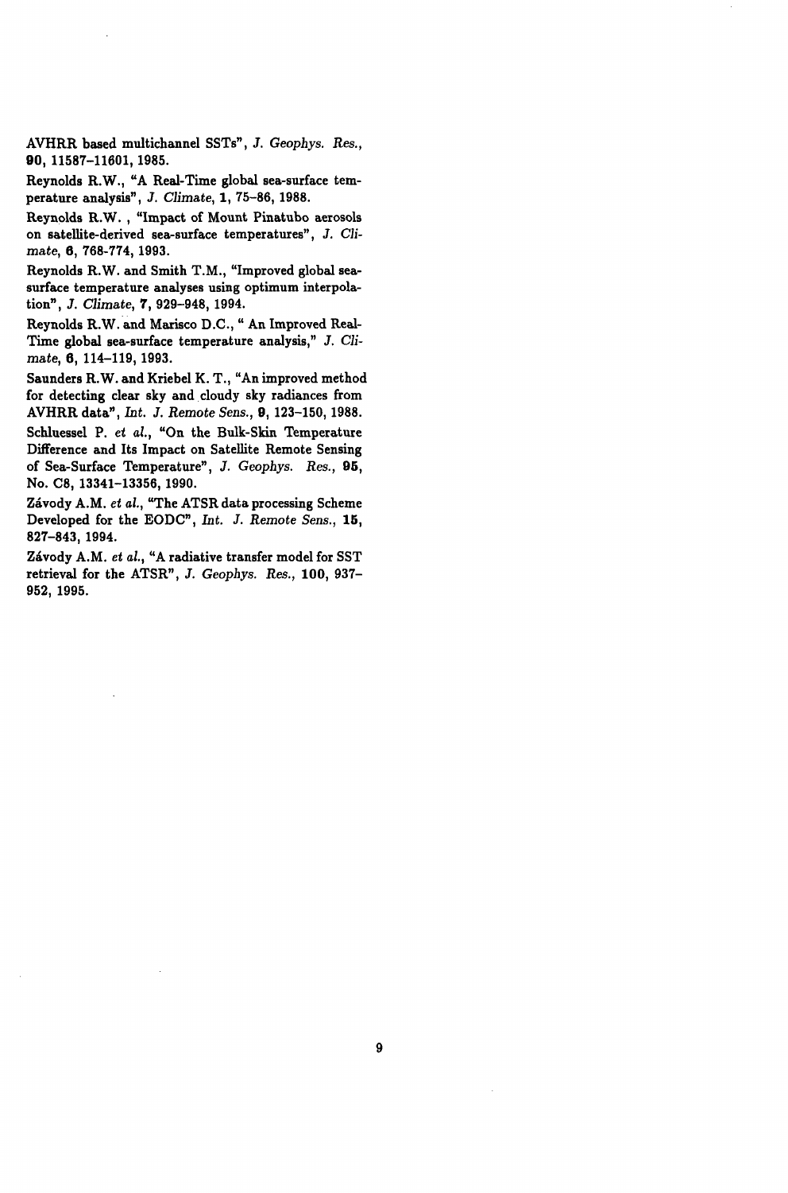AVHRR based multichannel SSTs", *J. Geophys. Res.*, **90**, 11587–11601, 1985.

Reynolds R.W., "A Real-Time global sea-surface temperature analysis", *J. Climate*, **1**, 75–86, 1988.

Reynolds R.W. , "Impact of Mount Pinatubo aerosols on satellite-derived sea-surface temperatures", *J. Climate*, **6**, 768-774, 1993.

Reynolds R.W. and Smith T.M., "Improved global sea-surface temperature analyses using optimum interpolation", *J. Climate*, **7**, 929–948, 1994.

Reynolds R.W. and Marisco D.C., " An Improved Real-Time global sea-surface temperature analysis," *J. Climate*, **6**, 114–119, 1993.

Saunders R.W. and Kriebel K. T., "An improved method for detecting clear sky and cloudy sky radiances from AVHRR data", *Int. J. Remote Sens.*, **9**, 123–150, 1988.

Schluessel P. *et al.*, "On the Bulk-Skin Temperature Difference and Its Impact on Satellite Remote Sensing of Sea-Surface Temperature", *J. Geophys. Res.*, **95**, No. C8, 13341–13356, 1990.

Závody A.M. *et al.*, "The ATSR data processing Scheme Developed for the EODC", *Int. J. Remote Sens.*, **15**, 827–843, 1994.

Závody A.M. *et al.*, "A radiative transfer model for SST retrieval for the ATSR", *J. Geophys. Res.*, **100**, 937–952, 1995.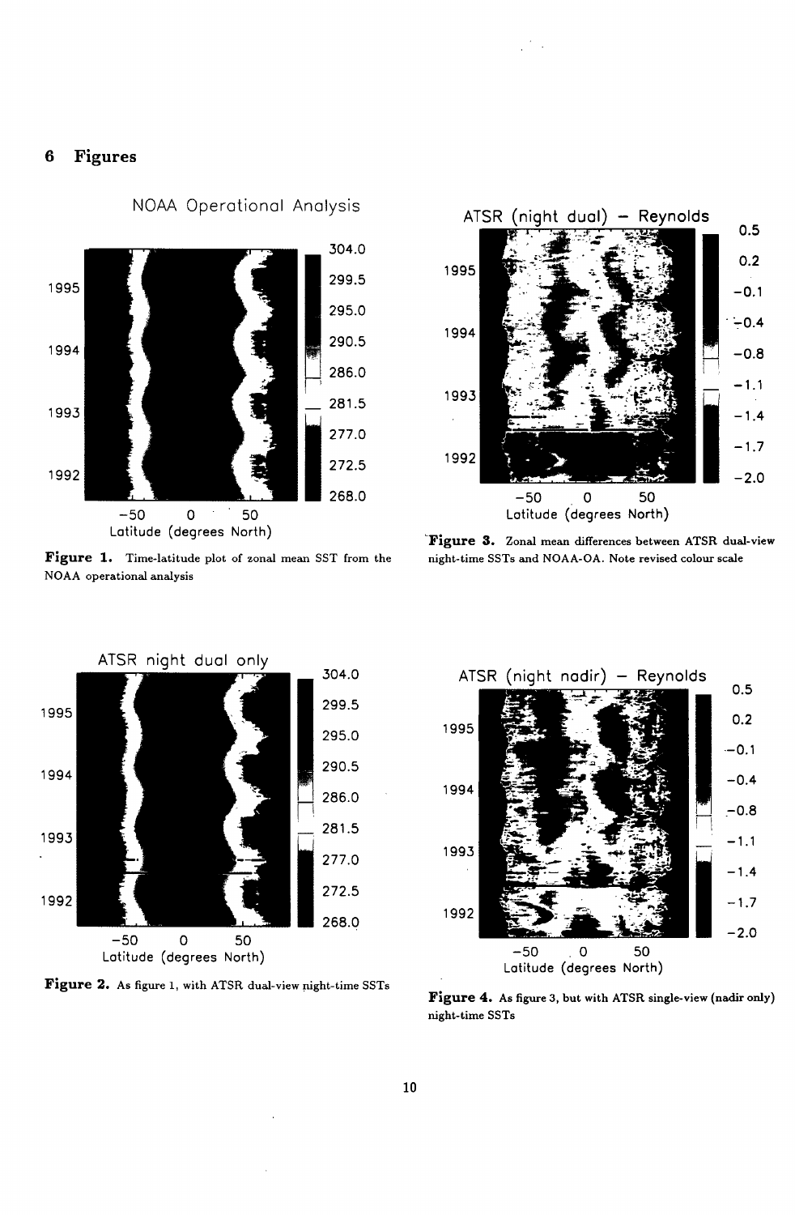## 6 Figures

**Figure 1.** Time-latitude plot of zonal mean SST from the NOAA operational analysis

**Figure 2.** As figure 1, with ATSR dual-view night-time SSTs

**Figure 3.** Zonal mean differences between ATSR dual-view night-time SSTs and NOAA-OA. Note revised colour scale

**Figure 4.** As figure 3, but with ATSR single-view (nadir only) night-time SSTs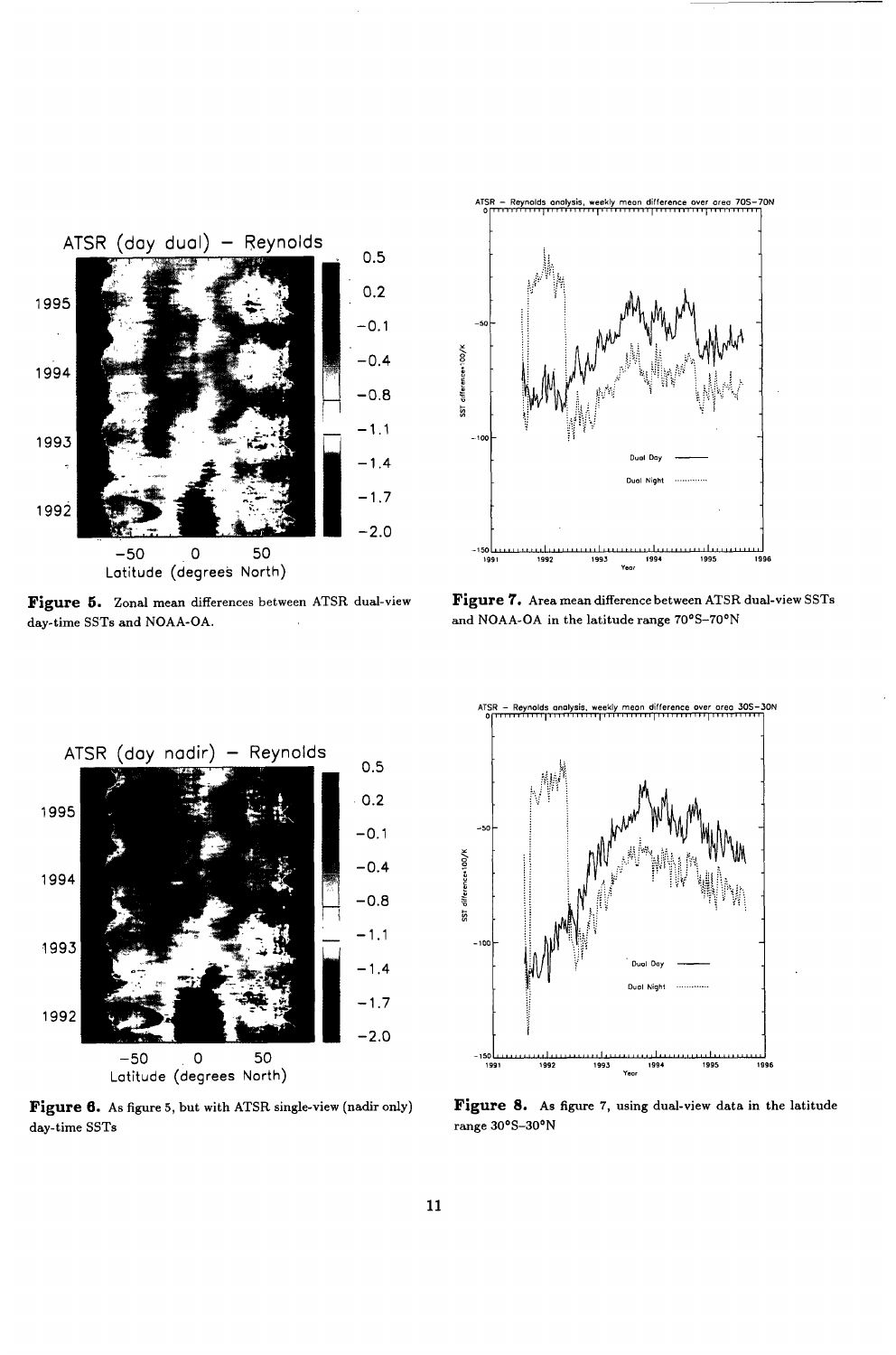**Figure 5.** Zonal mean differences between ATSR dual-view day-time SSTs and NOAA-OA.

**Figure 7.** Area mean difference between ATSR dual-view SSTs and NOAA-OA in the latitude range 70°S–70°N

**Figure 6.** As figure 5, but with ATSR single-view (nadir only) day-time SSTs

**Figure 8.** As figure 7, using dual-view data in the latitude range 30°S–30°N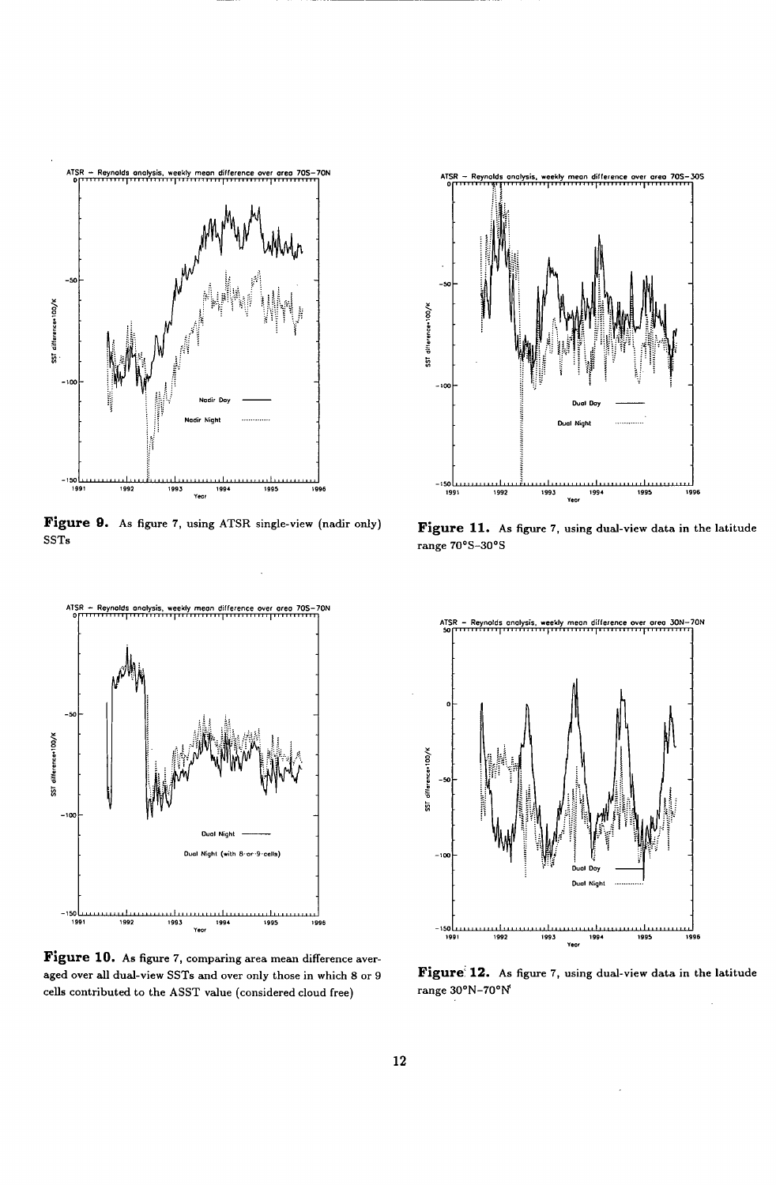**Figure 9.** As figure 7, using ATSR single-view (nadir only) SSTs

**Figure 11.** As figure 7, using dual-view data in the latitude range 70°S–30°S

**Figure 10.** As figure 7, comparing area mean difference averaged over all dual-view SSTs and over only those in which 8 or 9 cells contributed to the ASST value (considered cloud free)

**Figure 12.** As figure 7, using dual-view data in the latitude range 30°N–70°N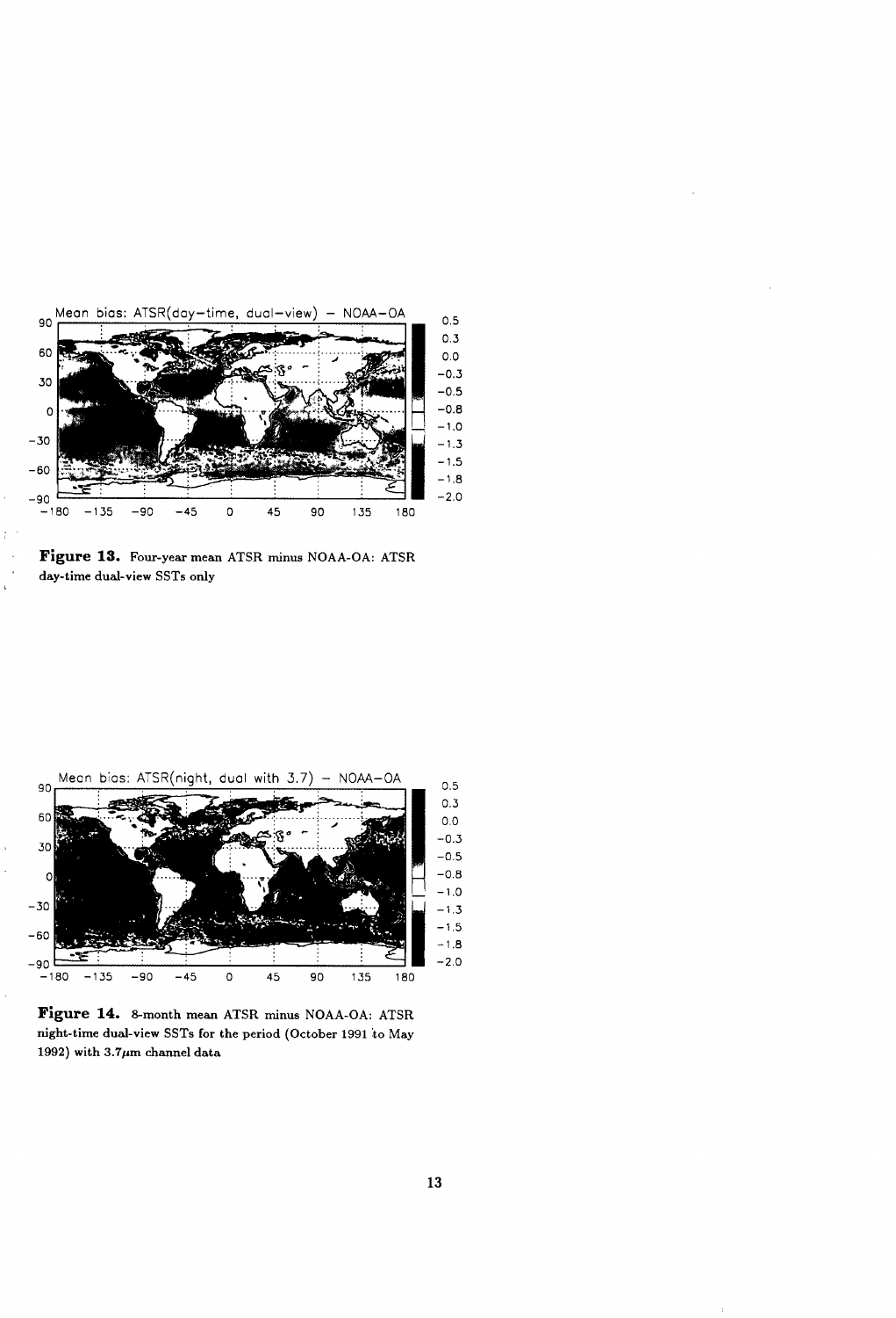**Figure 13.** Four-year mean ATSR minus NOAA-OA: ATSR day-time dual-view SSTs only

**Figure 14.** 8-month mean ATSR minus NOAA-OA: ATSR night-time dual-view SSTs for the period (October 1991 to May 1992) with 3.7$\mu$m channel data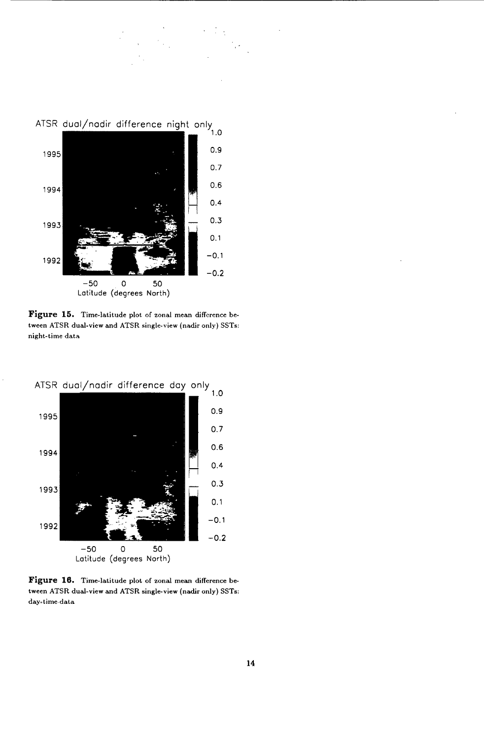ATSR dual/nadir difference night only

1995

1994

1993

1992

−50 0 50

Latitude (degrees North)

1.0

0.9

0.7

0.6

0.4

0.3

0.1

−0.1

−0.2

**Figure 15.** Time-latitude plot of zonal mean difference between ATSR dual-view and ATSR single-view (nadir only) SSTs: night-time data

ATSR dual/nadir difference day only

1995

1994

1993

1992

−50 0 50

Latitude (degrees North)

1.0

0.9

0.7

0.6

0.4

0.3

0.1

−0.1

−0.2

**Figure 16.** Time-latitude plot of zonal mean difference between ATSR dual-view and ATSR single-view (nadir only) SSTs: day-time data